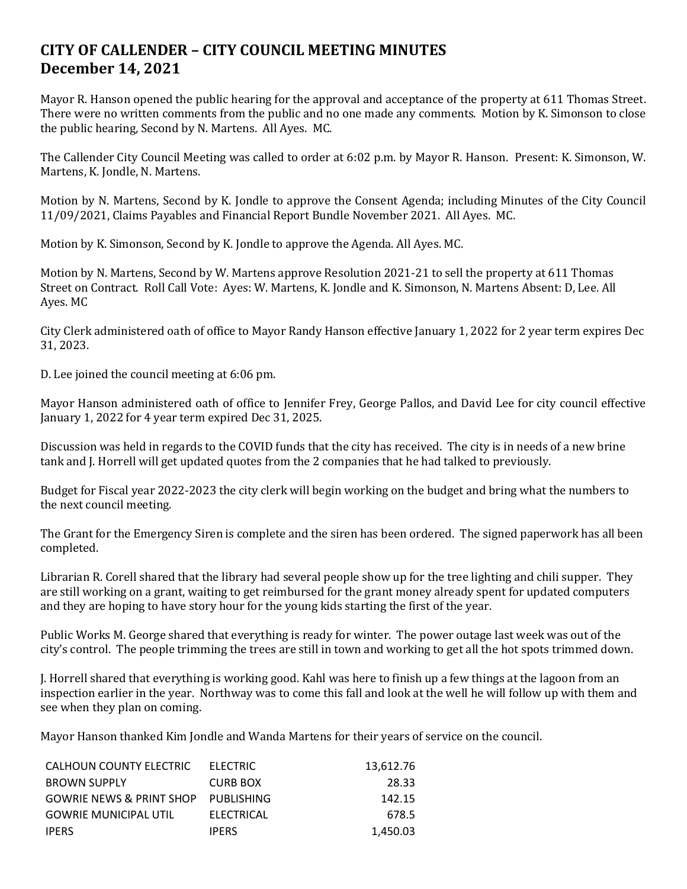# CITY OF CALLENDER – CITY COUNCIL MEETING MINUTES
# December 14, 2021

Mayor R. Hanson opened the public hearing for the approval and acceptance of the property at 611 Thomas Street. There were no written comments from the public and no one made any comments. Motion by K. Simonson to close the public hearing, Second by N. Martens. All Ayes. MC.

The Callender City Council Meeting was called to order at 6:02 p.m. by Mayor R. Hanson. Present: K. Simonson, W. Martens, K. Jondle, N. Martens.

Motion by N. Martens, Second by K. Jondle to approve the Consent Agenda; including Minutes of the City Council 11/09/2021, Claims Payables and Financial Report Bundle November 2021. All Ayes. MC.

Motion by K. Simonson, Second by K. Jondle to approve the Agenda. All Ayes. MC.

Motion by N. Martens, Second by W. Martens approve Resolution 2021-21 to sell the property at 611 Thomas Street on Contract. Roll Call Vote: Ayes: W. Martens, K. Jondle and K. Simonson, N. Martens Absent: D, Lee. All Ayes. MC

City Clerk administered oath of office to Mayor Randy Hanson effective January 1, 2022 for 2 year term expires Dec 31, 2023.

D. Lee joined the council meeting at 6:06 pm.

Mayor Hanson administered oath of office to Jennifer Frey, George Pallos, and David Lee for city council effective January 1, 2022 for 4 year term expired Dec 31, 2025.

Discussion was held in regards to the COVID funds that the city has received. The city is in needs of a new brine tank and J. Horrell will get updated quotes from the 2 companies that he had talked to previously.

Budget for Fiscal year 2022-2023 the city clerk will begin working on the budget and bring what the numbers to the next council meeting.

The Grant for the Emergency Siren is complete and the siren has been ordered. The signed paperwork has all been completed.

Librarian R. Corell shared that the library had several people show up for the tree lighting and chili supper. They are still working on a grant, waiting to get reimbursed for the grant money already spent for updated computers and they are hoping to have story hour for the young kids starting the first of the year.

Public Works M. George shared that everything is ready for winter. The power outage last week was out of the city's control. The people trimming the trees are still in town and working to get all the hot spots trimmed down.

J. Horrell shared that everything is working good. Kahl was here to finish up a few things at the lagoon from an inspection earlier in the year. Northway was to come this fall and look at the well he will follow up with them and see when they plan on coming.

Mayor Hanson thanked Kim Jondle and Wanda Martens for their years of service on the council.

| | | |
|---|---|---|
| CALHOUN COUNTY ELECTRIC | ELECTRIC | 13,612.76 |
| BROWN SUPPLY | CURB BOX | 28.33 |
| GOWRIE NEWS & PRINT SHOP | PUBLISHING | 142.15 |
| GOWRIE MUNICIPAL UTIL | ELECTRICAL | 678.5 |
| IPERS | IPERS | 1,450.03 |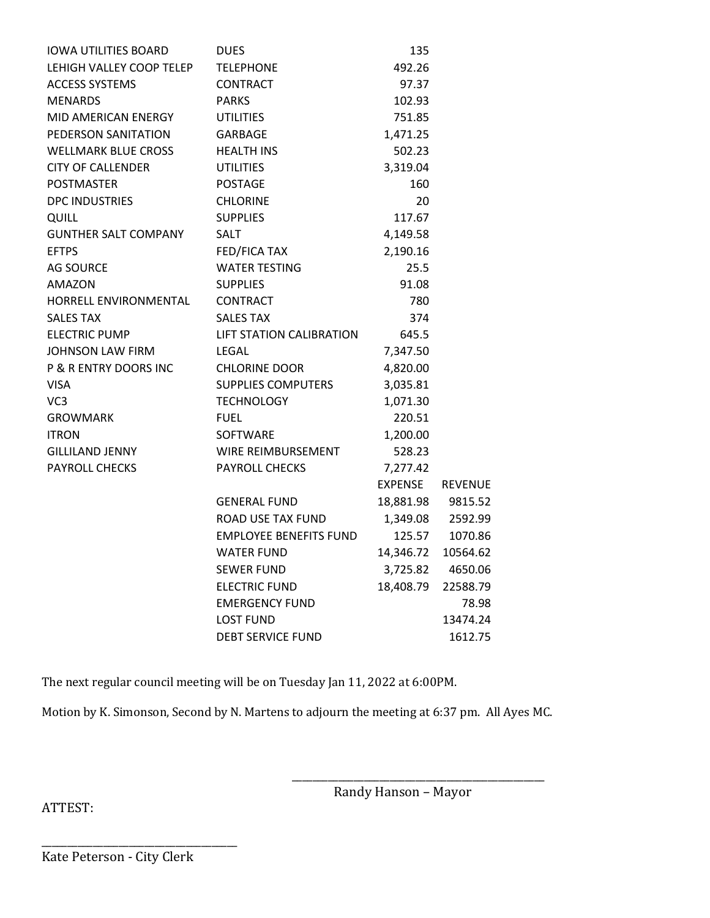| | | | |
|---|---|---|---|
| IOWA UTILITIES BOARD | DUES | 135 | |
| LEHIGH VALLEY COOP TELEP | TELEPHONE | 492.26 | |
| ACCESS SYSTEMS | CONTRACT | 97.37 | |
| MENARDS | PARKS | 102.93 | |
| MID AMERICAN ENERGY | UTILITIES | 751.85 | |
| PEDERSON SANITATION | GARBAGE | 1,471.25 | |
| WELLMARK BLUE CROSS | HEALTH INS | 502.23 | |
| CITY OF CALLENDER | UTILITIES | 3,319.04 | |
| POSTMASTER | POSTAGE | 160 | |
| DPC INDUSTRIES | CHLORINE | 20 | |
| QUILL | SUPPLIES | 117.67 | |
| GUNTHER SALT COMPANY | SALT | 4,149.58 | |
| EFTPS | FED/FICA TAX | 2,190.16 | |
| AG SOURCE | WATER TESTING | 25.5 | |
| AMAZON | SUPPLIES | 91.08 | |
| HORRELL ENVIRONMENTAL | CONTRACT | 780 | |
| SALES TAX | SALES TAX | 374 | |
| ELECTRIC PUMP | LIFT STATION CALIBRATION | 645.5 | |
| JOHNSON LAW FIRM | LEGAL | 7,347.50 | |
| P & R ENTRY DOORS INC | CHLORINE DOOR | 4,820.00 | |
| VISA | SUPPLIES COMPUTERS | 3,035.81 | |
| VC3 | TECHNOLOGY | 1,071.30 | |
| GROWMARK | FUEL | 220.51 | |
| ITRON | SOFTWARE | 1,200.00 | |
| GILLILAND JENNY | WIRE REIMBURSEMENT | 528.23 | |
| PAYROLL CHECKS | PAYROLL CHECKS | 7,277.42 | |
| | | EXPENSE | REVENUE |
| | GENERAL FUND | 18,881.98 | 9815.52 |
| | ROAD USE TAX FUND | 1,349.08 | 2592.99 |
| | EMPLOYEE BENEFITS FUND | 125.57 | 1070.86 |
| | WATER FUND | 14,346.72 | 10564.62 |
| | SEWER FUND | 3,725.82 | 4650.06 |
| | ELECTRIC FUND | 18,408.79 | 22588.79 |
| | EMERGENCY FUND | | 78.98 |
| | LOST FUND | | 13474.24 |
| | DEBT SERVICE FUND | | 1612.75 |

The next regular council meeting will be on Tuesday Jan 11, 2022 at 6:00PM.

Motion by K. Simonson, Second by N. Martens to adjourn the meeting at 6:37 pm. All Ayes MC.

\_\_\_\_\_\_\_\_\_\_\_\_\_\_\_\_\_\_\_\_\_\_\_\_\_\_\_\_\_\_\_\_\_\_\_\_\_\_\_\_\_\_

Randy Hanson – Mayor

ATTEST:

\_\_\_\_\_\_\_\_\_\_\_\_\_\_\_\_\_\_\_\_\_\_\_\_\_\_\_\_\_\_\_\_\_\_\_\_

Kate Peterson - City Clerk